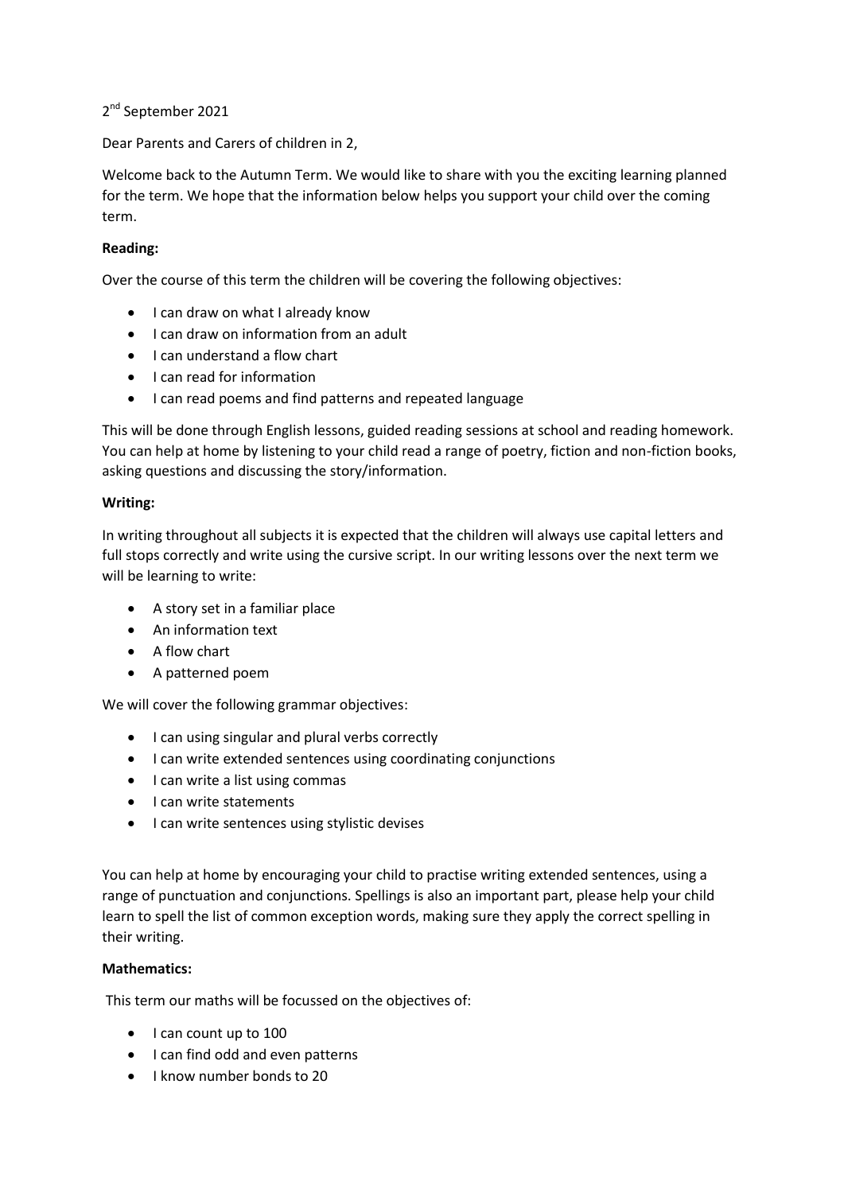2nd September 2021

Dear Parents and Carers of children in 2,

Welcome back to the Autumn Term. We would like to share with you the exciting learning planned for the term. We hope that the information below helps you support your child over the coming term.

**Reading:**

Over the course of this term the children will be covering the following objectives:

- I can draw on what I already know
- I can draw on information from an adult
- I can understand a flow chart
- I can read for information
- I can read poems and find patterns and repeated language

This will be done through English lessons, guided reading sessions at school and reading homework. You can help at home by listening to your child read a range of poetry, fiction and non-fiction books, asking questions and discussing the story/information.

**Writing:**

In writing throughout all subjects it is expected that the children will always use capital letters and full stops correctly and write using the cursive script. In our writing lessons over the next term we will be learning to write:

- A story set in a familiar place
- An information text
- A flow chart
- A patterned poem

We will cover the following grammar objectives:

- I can using singular and plural verbs correctly
- I can write extended sentences using coordinating conjunctions
- I can write a list using commas
- I can write statements
- I can write sentences using stylistic devises

You can help at home by encouraging your child to practise writing extended sentences, using a range of punctuation and conjunctions. Spellings is also an important part, please help your child learn to spell the list of common exception words, making sure they apply the correct spelling in their writing.

**Mathematics:**

This term our maths will be focussed on the objectives of:

- I can count up to 100
- I can find odd and even patterns
- I know number bonds to 20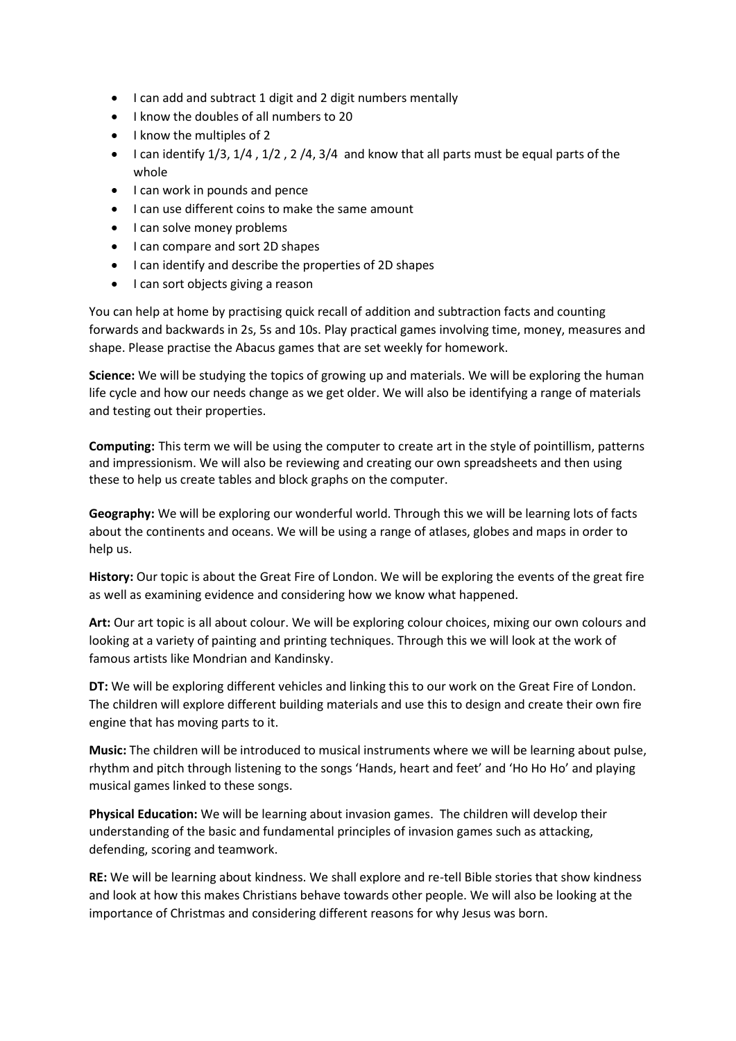- I can add and subtract 1 digit and 2 digit numbers mentally
- I know the doubles of all numbers to 20
- I know the multiples of 2
- I can identify 1/3, 1/4 , 1/2 , 2 /4, 3/4 and know that all parts must be equal parts of the whole
- I can work in pounds and pence
- I can use different coins to make the same amount
- I can solve money problems
- I can compare and sort 2D shapes
- I can identify and describe the properties of 2D shapes
- I can sort objects giving a reason

You can help at home by practising quick recall of addition and subtraction facts and counting forwards and backwards in 2s, 5s and 10s. Play practical games involving time, money, measures and shape. Please practise the Abacus games that are set weekly for homework.

**Science:** We will be studying the topics of growing up and materials. We will be exploring the human life cycle and how our needs change as we get older. We will also be identifying a range of materials and testing out their properties.

**Computing:** This term we will be using the computer to create art in the style of pointillism, patterns and impressionism. We will also be reviewing and creating our own spreadsheets and then using these to help us create tables and block graphs on the computer.

**Geography:** We will be exploring our wonderful world. Through this we will be learning lots of facts about the continents and oceans. We will be using a range of atlases, globes and maps in order to help us.

**History:** Our topic is about the Great Fire of London. We will be exploring the events of the great fire as well as examining evidence and considering how we know what happened.

**Art:** Our art topic is all about colour. We will be exploring colour choices, mixing our own colours and looking at a variety of painting and printing techniques. Through this we will look at the work of famous artists like Mondrian and Kandinsky.

**DT:** We will be exploring different vehicles and linking this to our work on the Great Fire of London. The children will explore different building materials and use this to design and create their own fire engine that has moving parts to it.

**Music:** The children will be introduced to musical instruments where we will be learning about pulse, rhythm and pitch through listening to the songs 'Hands, heart and feet' and 'Ho Ho Ho' and playing musical games linked to these songs.

**Physical Education:** We will be learning about invasion games. The children will develop their understanding of the basic and fundamental principles of invasion games such as attacking, defending, scoring and teamwork.

**RE:** We will be learning about kindness. We shall explore and re-tell Bible stories that show kindness and look at how this makes Christians behave towards other people. We will also be looking at the importance of Christmas and considering different reasons for why Jesus was born.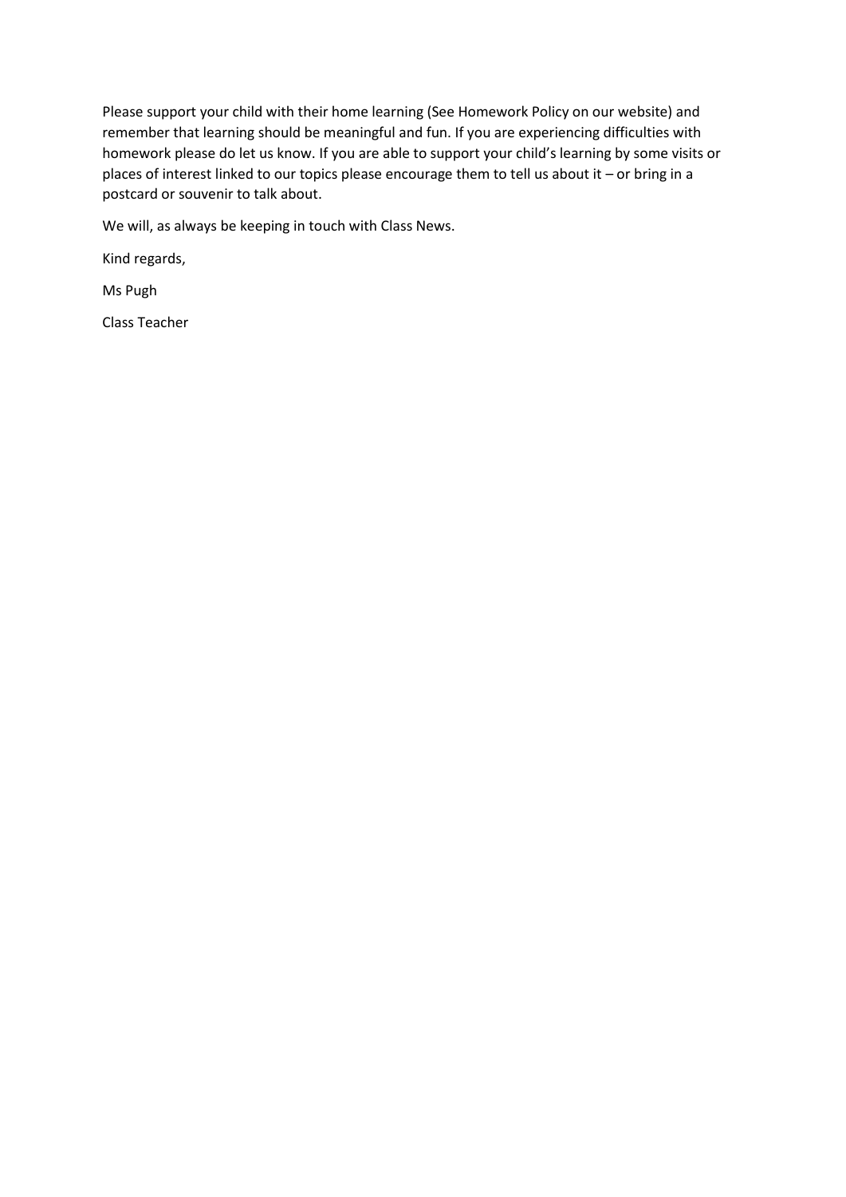Please support your child with their home learning (See Homework Policy on our website) and remember that learning should be meaningful and fun. If you are experiencing difficulties with homework please do let us know. If you are able to support your child's learning by some visits or places of interest linked to our topics please encourage them to tell us about it – or bring in a postcard or souvenir to talk about.

We will, as always be keeping in touch with Class News.

Kind regards,

Ms Pugh

Class Teacher